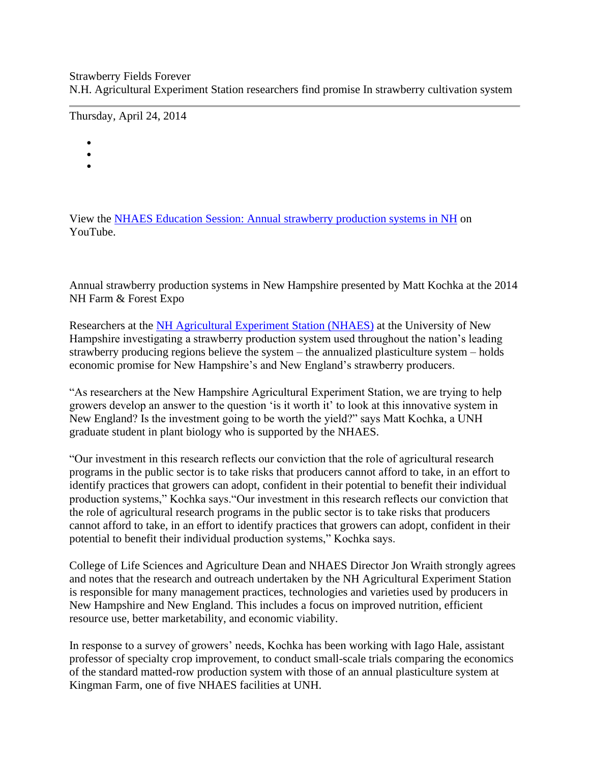# Strawberry Fields Forever

## N.H. Agricultural Experiment Station researchers find promise In strawberry cultivation system

Thursday, April 24, 2014

View the NHAES Education Session: Annual strawberry production systems in NH on YouTube.

Annual strawberry production systems in New Hampshire presented by Matt Kochka at the 2014 NH Farm & Forest Expo

Researchers at the NH Agricultural Experiment Station (NHAES) at the University of New Hampshire investigating a strawberry production system used throughout the nation's leading strawberry producing regions believe the system – the annualized plasticulture system – holds economic promise for New Hampshire's and New England's strawberry producers.

"As researchers at the New Hampshire Agricultural Experiment Station, we are trying to help growers develop an answer to the question 'is it worth it' to look at this innovative system in New England? Is the investment going to be worth the yield?" says Matt Kochka, a UNH graduate student in plant biology who is supported by the NHAES.

"Our investment in this research reflects our conviction that the role of agricultural research programs in the public sector is to take risks that producers cannot afford to take, in an effort to identify practices that growers can adopt, confident in their potential to benefit their individual production systems," Kochka says."Our investment in this research reflects our conviction that the role of agricultural research programs in the public sector is to take risks that producers cannot afford to take, in an effort to identify practices that growers can adopt, confident in their potential to benefit their individual production systems," Kochka says.

College of Life Sciences and Agriculture Dean and NHAES Director Jon Wraith strongly agrees and notes that the research and outreach undertaken by the NH Agricultural Experiment Station is responsible for many management practices, technologies and varieties used by producers in New Hampshire and New England. This includes a focus on improved nutrition, efficient resource use, better marketability, and economic viability.

In response to a survey of growers' needs, Kochka has been working with Iago Hale, assistant professor of specialty crop improvement, to conduct small-scale trials comparing the economics of the standard matted-row production system with those of an annual plasticulture system at Kingman Farm, one of five NHAES facilities at UNH.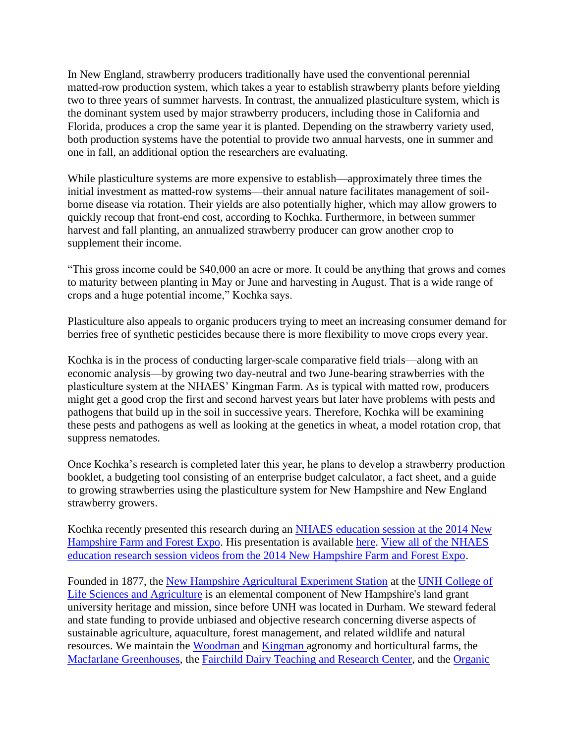In New England, strawberry producers traditionally have used the conventional perennial matted-row production system, which takes a year to establish strawberry plants before yielding two to three years of summer harvests. In contrast, the annualized plasticulture system, which is the dominant system used by major strawberry producers, including those in California and Florida, produces a crop the same year it is planted. Depending on the strawberry variety used, both production systems have the potential to provide two annual harvests, one in summer and one in fall, an additional option the researchers are evaluating.

While plasticulture systems are more expensive to establish—approximately three times the initial investment as matted-row systems—their annual nature facilitates management of soil-borne disease via rotation. Their yields are also potentially higher, which may allow growers to quickly recoup that front-end cost, according to Kochka. Furthermore, in between summer harvest and fall planting, an annualized strawberry producer can grow another crop to supplement their income.

"This gross income could be $40,000 an acre or more. It could be anything that grows and comes to maturity between planting in May or June and harvesting in August. That is a wide range of crops and a huge potential income," Kochka says.

Plasticulture also appeals to organic producers trying to meet an increasing consumer demand for berries free of synthetic pesticides because there is more flexibility to move crops every year.

Kochka is in the process of conducting larger-scale comparative field trials—along with an economic analysis—by growing two day-neutral and two June-bearing strawberries with the plasticulture system at the NHAES' Kingman Farm. As is typical with matted row, producers might get a good crop the first and second harvest years but later have problems with pests and pathogens that build up in the soil in successive years. Therefore, Kochka will be examining these pests and pathogens as well as looking at the genetics in wheat, a model rotation crop, that suppress nematodes.

Once Kochka's research is completed later this year, he plans to develop a strawberry production booklet, a budgeting tool consisting of an enterprise budget calculator, a fact sheet, and a guide to growing strawberries using the plasticulture system for New Hampshire and New England strawberry growers.

Kochka recently presented this research during an [NHAES education session at the 2014 New Hampshire Farm and Forest Expo](). His presentation is available [here](). [View all of the NHAES education research session videos from the 2014 New Hampshire Farm and Forest Expo]().

Founded in 1877, the [New Hampshire Agricultural Experiment Station]() at the [UNH College of Life Sciences and Agriculture]() is an elemental component of New Hampshire's land grant university heritage and mission, since before UNH was located in Durham. We steward federal and state funding to provide unbiased and objective research concerning diverse aspects of sustainable agriculture, aquaculture, forest management, and related wildlife and natural resources. We maintain the [Woodman]() and [Kingman]() agronomy and horticultural farms, the [Macfarlane Greenhouses](), the [Fairchild Dairy Teaching and Research Center](), and the [Organic]()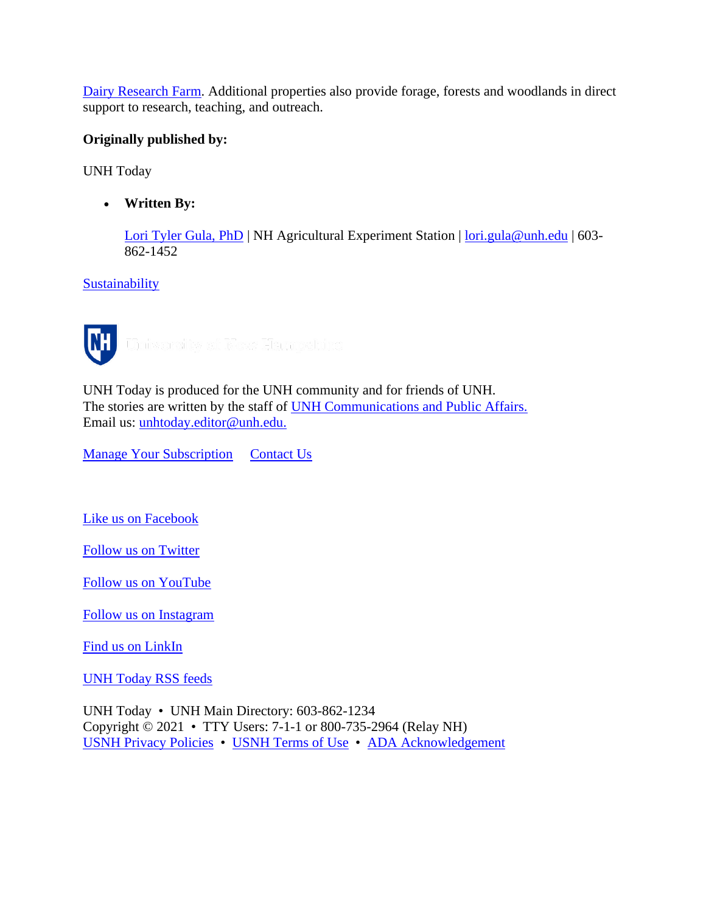Dairy Research Farm. Additional properties also provide forage, forests and woodlands in direct support to research, teaching, and outreach.

**Originally published by:**

UNH Today

- **Written By:**

  Lori Tyler Gula, PhD | NH Agricultural Experiment Station | lori.gula@unh.edu | 603-862-1452

Sustainability

UNH Today is produced for the UNH community and for friends of UNH.
The stories are written by the staff of UNH Communications and Public Affairs.
Email us: unhtoday.editor@unh.edu.

Manage Your Subscription     Contact Us

Like us on Facebook

Follow us on Twitter

Follow us on YouTube

Follow us on Instagram

Find us on LinkIn

UNH Today RSS feeds

UNH Today • UNH Main Directory: 603-862-1234
Copyright © 2021 • TTY Users: 7-1-1 or 800-735-2964 (Relay NH)
USNH Privacy Policies • USNH Terms of Use • ADA Acknowledgement